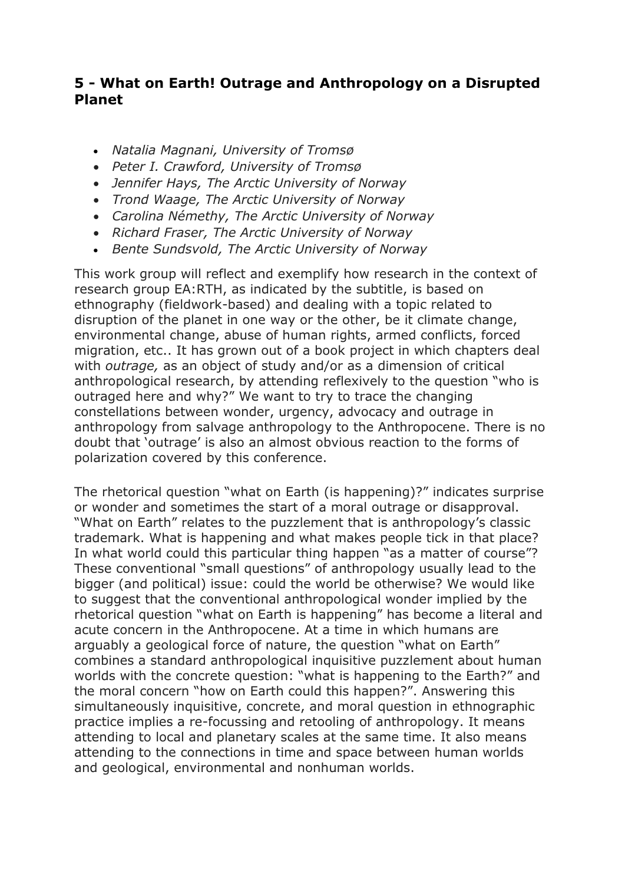## 5 - What on Earth! Outrage and Anthropology on a Disrupted Planet

- *Natalia Magnani, University of Tromsø*
- *Peter I. Crawford, University of Tromsø*
- *Jennifer Hays, The Arctic University of Norway*
- *Trond Waage, The Arctic University of Norway*
- *Carolina Némethy, The Arctic University of Norway*
- *Richard Fraser, The Arctic University of Norway*
- *Bente Sundsvold, The Arctic University of Norway*

This work group will reflect and exemplify how research in the context of research group EA:RTH, as indicated by the subtitle, is based on ethnography (fieldwork-based) and dealing with a topic related to disruption of the planet in one way or the other, be it climate change, environmental change, abuse of human rights, armed conflicts, forced migration, etc.. It has grown out of a book project in which chapters deal with *outrage,* as an object of study and/or as a dimension of critical anthropological research, by attending reflexively to the question "who is outraged here and why?" We want to try to trace the changing constellations between wonder, urgency, advocacy and outrage in anthropology from salvage anthropology to the Anthropocene. There is no doubt that 'outrage' is also an almost obvious reaction to the forms of polarization covered by this conference.

The rhetorical question "what on Earth (is happening)?" indicates surprise or wonder and sometimes the start of a moral outrage or disapproval. "What on Earth" relates to the puzzlement that is anthropology's classic trademark. What is happening and what makes people tick in that place? In what world could this particular thing happen "as a matter of course"? These conventional "small questions" of anthropology usually lead to the bigger (and political) issue: could the world be otherwise? We would like to suggest that the conventional anthropological wonder implied by the rhetorical question "what on Earth is happening" has become a literal and acute concern in the Anthropocene. At a time in which humans are arguably a geological force of nature, the question "what on Earth" combines a standard anthropological inquisitive puzzlement about human worlds with the concrete question: "what is happening to the Earth?" and the moral concern "how on Earth could this happen?". Answering this simultaneously inquisitive, concrete, and moral question in ethnographic practice implies a re-focussing and retooling of anthropology. It means attending to local and planetary scales at the same time. It also means attending to the connections in time and space between human worlds and geological, environmental and nonhuman worlds.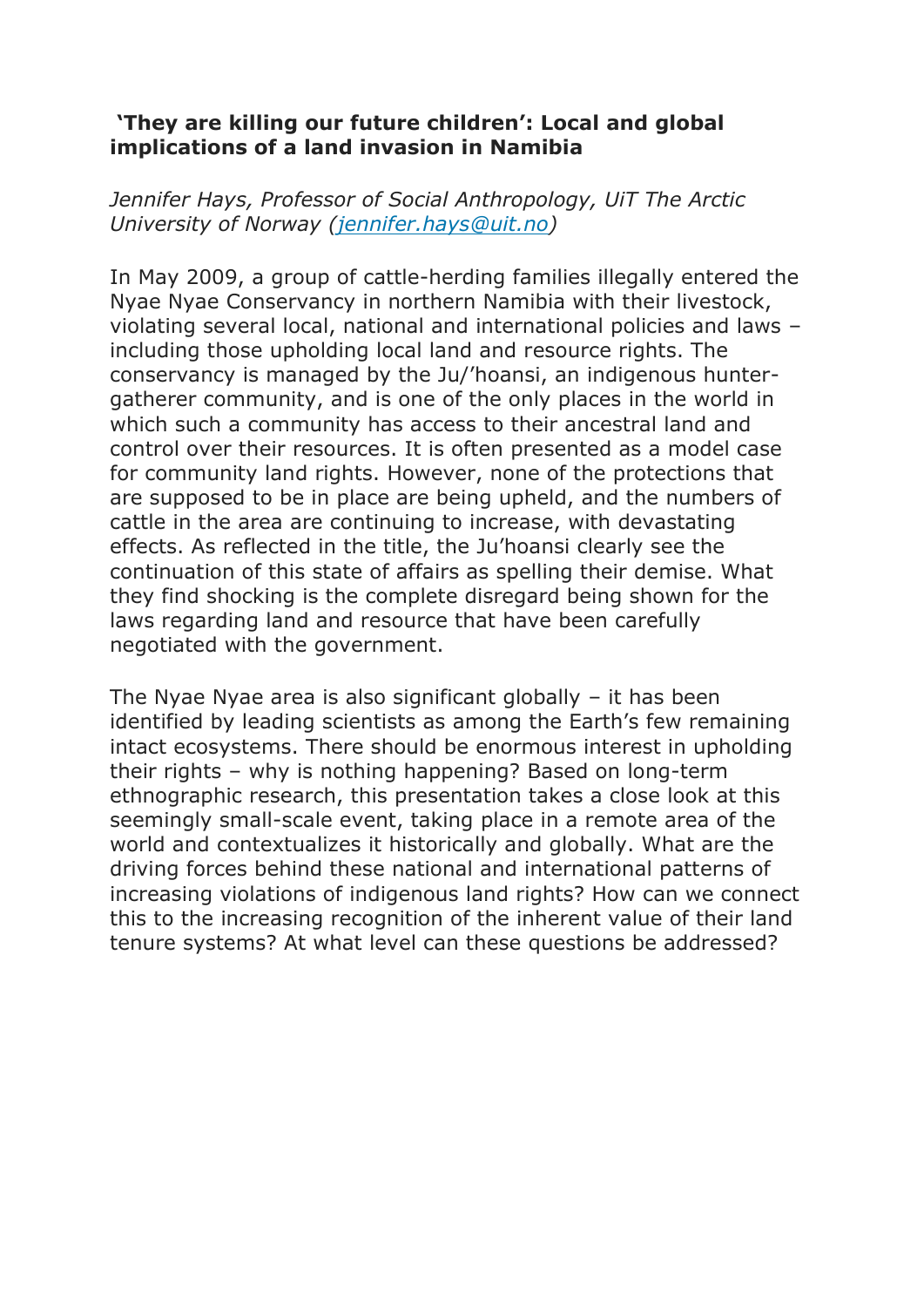**'They are killing our future children': Local and global implications of a land invasion in Namibia**

*Jennifer Hays, Professor of Social Anthropology, UiT The Arctic University of Norway ([jennifer.hays@uit.no](mailto:jennifer.hays@uit.no))*

In May 2009, a group of cattle-herding families illegally entered the Nyae Nyae Conservancy in northern Namibia with their livestock, violating several local, national and international policies and laws – including those upholding local land and resource rights. The conservancy is managed by the Ju/'hoansi, an indigenous hunter-gatherer community, and is one of the only places in the world in which such a community has access to their ancestral land and control over their resources. It is often presented as a model case for community land rights. However, none of the protections that are supposed to be in place are being upheld, and the numbers of cattle in the area are continuing to increase, with devastating effects. As reflected in the title, the Ju'hoansi clearly see the continuation of this state of affairs as spelling their demise. What they find shocking is the complete disregard being shown for the laws regarding land and resource that have been carefully negotiated with the government.

The Nyae Nyae area is also significant globally – it has been identified by leading scientists as among the Earth's few remaining intact ecosystems. There should be enormous interest in upholding their rights – why is nothing happening? Based on long-term ethnographic research, this presentation takes a close look at this seemingly small-scale event, taking place in a remote area of the world and contextualizes it historically and globally. What are the driving forces behind these national and international patterns of increasing violations of indigenous land rights? How can we connect this to the increasing recognition of the inherent value of their land tenure systems? At what level can these questions be addressed?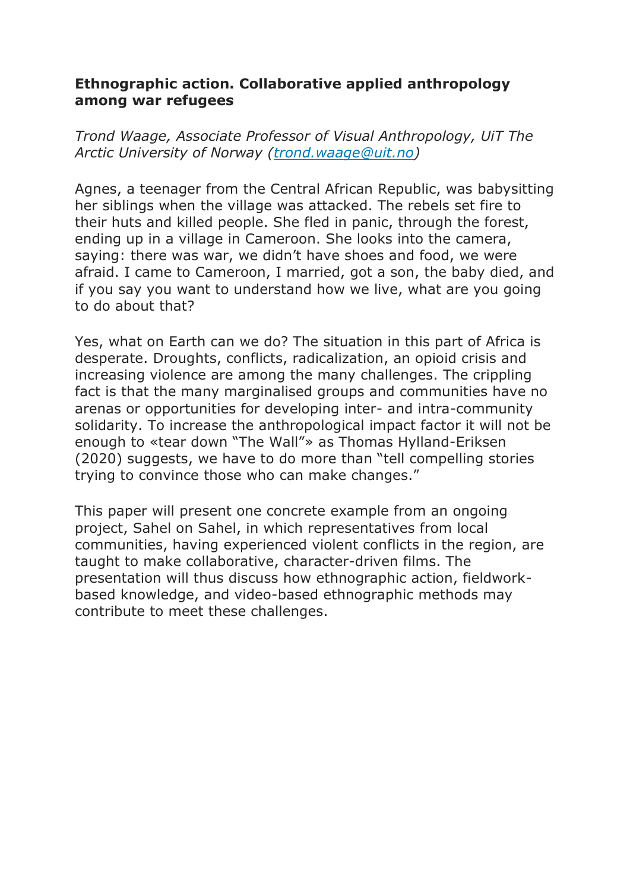**Ethnographic action. Collaborative applied anthropology among war refugees**

*Trond Waage, Associate Professor of Visual Anthropology, UiT The Arctic University of Norway ([trond.waage@uit.no](mailto:trond.waage@uit.no))*

Agnes, a teenager from the Central African Republic, was babysitting her siblings when the village was attacked. The rebels set fire to their huts and killed people. She fled in panic, through the forest, ending up in a village in Cameroon. She looks into the camera, saying: there was war, we didn't have shoes and food, we were afraid. I came to Cameroon, I married, got a son, the baby died, and if you say you want to understand how we live, what are you going to do about that?

Yes, what on Earth can we do? The situation in this part of Africa is desperate. Droughts, conflicts, radicalization, an opioid crisis and increasing violence are among the many challenges. The crippling fact is that the many marginalised groups and communities have no arenas or opportunities for developing inter- and intra-community solidarity. To increase the anthropological impact factor it will not be enough to «tear down "The Wall"» as Thomas Hylland-Eriksen (2020) suggests, we have to do more than "tell compelling stories trying to convince those who can make changes."

This paper will present one concrete example from an ongoing project, Sahel on Sahel, in which representatives from local communities, having experienced violent conflicts in the region, are taught to make collaborative, character-driven films. The presentation will thus discuss how ethnographic action, fieldwork-based knowledge, and video-based ethnographic methods may contribute to meet these challenges.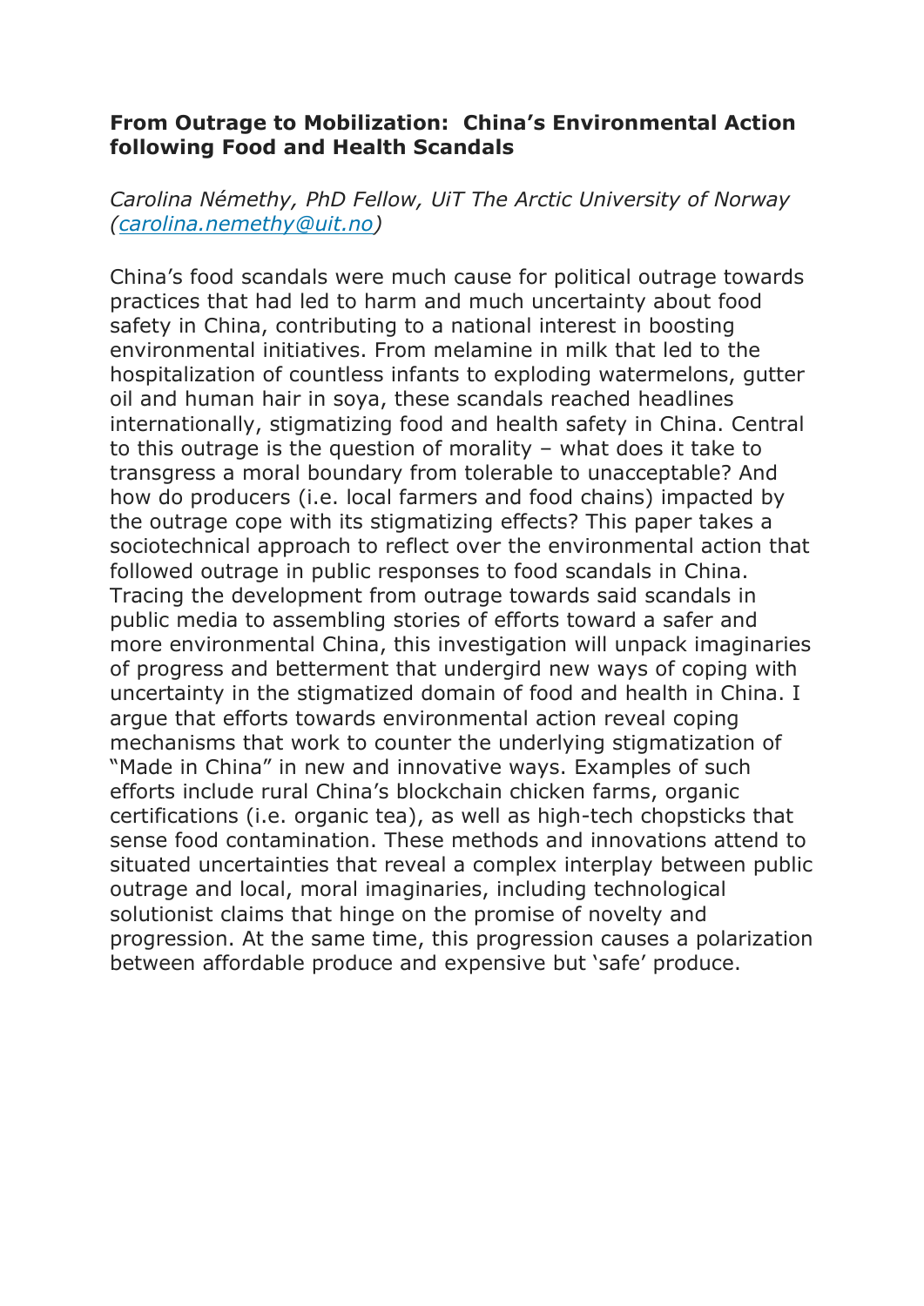## From Outrage to Mobilization: China's Environmental Action following Food and Health Scandals

*Carolina Némethy, PhD Fellow, UiT The Arctic University of Norway (carolina.nemethy@uit.no)*

China's food scandals were much cause for political outrage towards practices that had led to harm and much uncertainty about food safety in China, contributing to a national interest in boosting environmental initiatives. From melamine in milk that led to the hospitalization of countless infants to exploding watermelons, gutter oil and human hair in soya, these scandals reached headlines internationally, stigmatizing food and health safety in China. Central to this outrage is the question of morality – what does it take to transgress a moral boundary from tolerable to unacceptable? And how do producers (i.e. local farmers and food chains) impacted by the outrage cope with its stigmatizing effects? This paper takes a sociotechnical approach to reflect over the environmental action that followed outrage in public responses to food scandals in China. Tracing the development from outrage towards said scandals in public media to assembling stories of efforts toward a safer and more environmental China, this investigation will unpack imaginaries of progress and betterment that undergird new ways of coping with uncertainty in the stigmatized domain of food and health in China. I argue that efforts towards environmental action reveal coping mechanisms that work to counter the underlying stigmatization of "Made in China" in new and innovative ways. Examples of such efforts include rural China's blockchain chicken farms, organic certifications (i.e. organic tea), as well as high-tech chopsticks that sense food contamination. These methods and innovations attend to situated uncertainties that reveal a complex interplay between public outrage and local, moral imaginaries, including technological solutionist claims that hinge on the promise of novelty and progression. At the same time, this progression causes a polarization between affordable produce and expensive but 'safe' produce.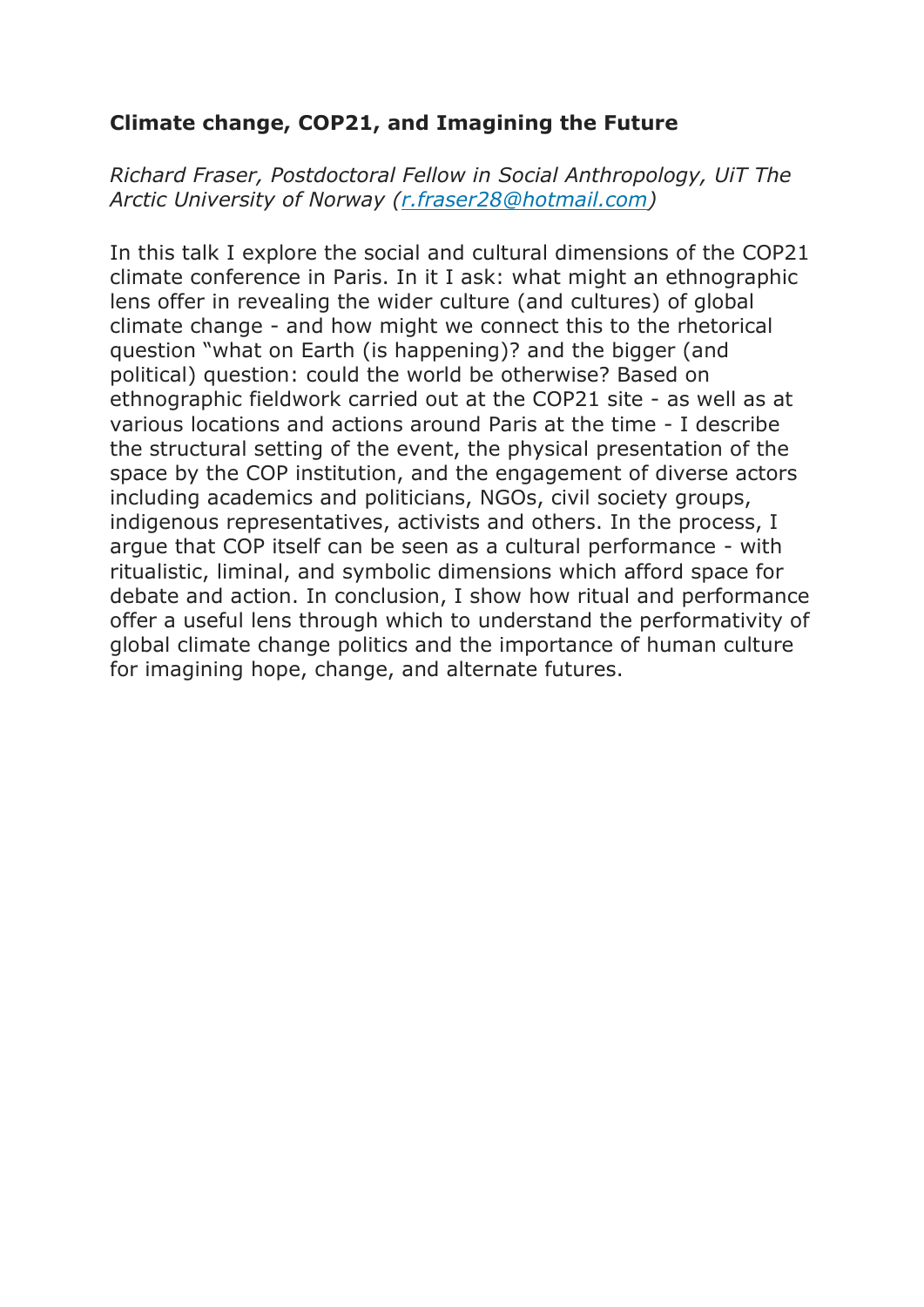**Climate change, COP21, and Imagining the Future**

*Richard Fraser, Postdoctoral Fellow in Social Anthropology, UiT The Arctic University of Norway (r.fraser28@hotmail.com)*

In this talk I explore the social and cultural dimensions of the COP21 climate conference in Paris. In it I ask: what might an ethnographic lens offer in revealing the wider culture (and cultures) of global climate change - and how might we connect this to the rhetorical question "what on Earth (is happening)? and the bigger (and political) question: could the world be otherwise? Based on ethnographic fieldwork carried out at the COP21 site - as well as at various locations and actions around Paris at the time - I describe the structural setting of the event, the physical presentation of the space by the COP institution, and the engagement of diverse actors including academics and politicians, NGOs, civil society groups, indigenous representatives, activists and others. In the process, I argue that COP itself can be seen as a cultural performance - with ritualistic, liminal, and symbolic dimensions which afford space for debate and action. In conclusion, I show how ritual and performance offer a useful lens through which to understand the performativity of global climate change politics and the importance of human culture for imagining hope, change, and alternate futures.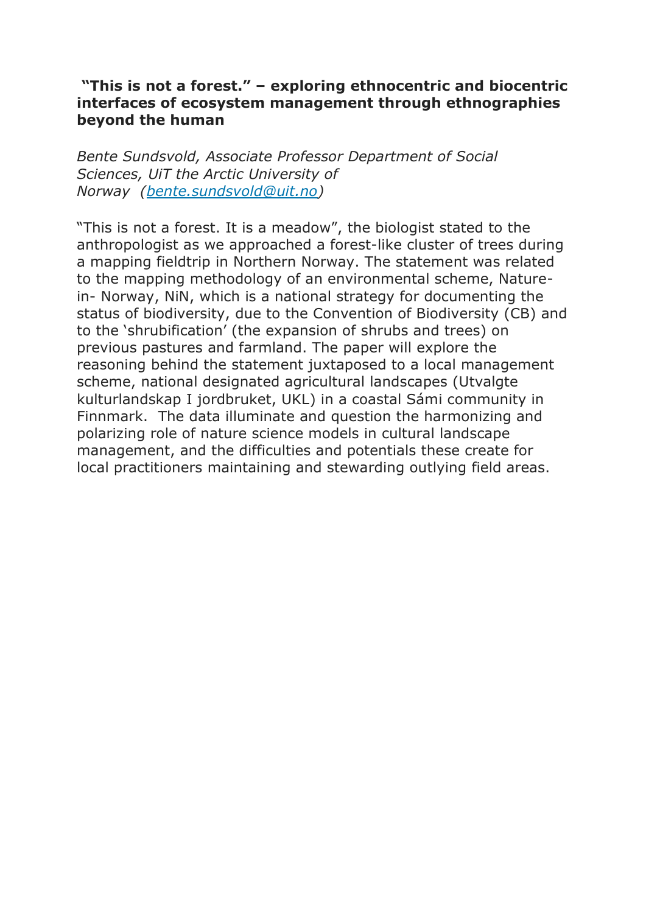**"This is not a forest." – exploring ethnocentric and biocentric interfaces of ecosystem management through ethnographies beyond the human**

*Bente Sundsvold, Associate Professor Department of Social Sciences, UiT the Arctic University of Norway (bente.sundsvold@uit.no)*

"This is not a forest. It is a meadow", the biologist stated to the anthropologist as we approached a forest-like cluster of trees during a mapping fieldtrip in Northern Norway. The statement was related to the mapping methodology of an environmental scheme, Nature-in- Norway, NiN, which is a national strategy for documenting the status of biodiversity, due to the Convention of Biodiversity (CB) and to the 'shrubification' (the expansion of shrubs and trees) on previous pastures and farmland. The paper will explore the reasoning behind the statement juxtaposed to a local management scheme, national designated agricultural landscapes (Utvalgte kulturlandskap I jordbruket, UKL) in a coastal Sámi community in Finnmark. The data illuminate and question the harmonizing and polarizing role of nature science models in cultural landscape management, and the difficulties and potentials these create for local practitioners maintaining and stewarding outlying field areas.